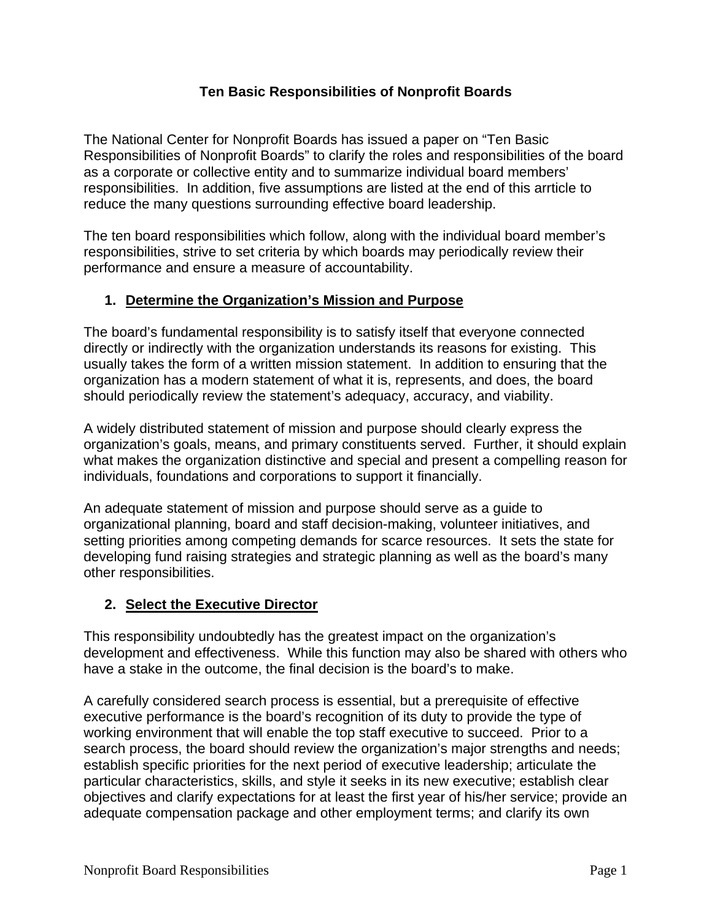# Ten Basic Responsibilities of Nonprofit Boards

The National Center for Nonprofit Boards has issued a paper on "Ten Basic Responsibilities of Nonprofit Boards" to clarify the roles and responsibilities of the board as a corporate or collective entity and to summarize individual board members' responsibilities. In addition, five assumptions are listed at the end of this arrticle to reduce the many questions surrounding effective board leadership.

The ten board responsibilities which follow, along with the individual board member's responsibilities, strive to set criteria by which boards may periodically review their performance and ensure a measure of accountability.

## 1. Determine the Organization's Mission and Purpose

The board's fundamental responsibility is to satisfy itself that everyone connected directly or indirectly with the organization understands its reasons for existing. This usually takes the form of a written mission statement. In addition to ensuring that the organization has a modern statement of what it is, represents, and does, the board should periodically review the statement's adequacy, accuracy, and viability.

A widely distributed statement of mission and purpose should clearly express the organization's goals, means, and primary constituents served. Further, it should explain what makes the organization distinctive and special and present a compelling reason for individuals, foundations and corporations to support it financially.

An adequate statement of mission and purpose should serve as a guide to organizational planning, board and staff decision-making, volunteer initiatives, and setting priorities among competing demands for scarce resources. It sets the state for developing fund raising strategies and strategic planning as well as the board's many other responsibilities.

## 2. Select the Executive Director

This responsibility undoubtedly has the greatest impact on the organization's development and effectiveness. While this function may also be shared with others who have a stake in the outcome, the final decision is the board's to make.

A carefully considered search process is essential, but a prerequisite of effective executive performance is the board's recognition of its duty to provide the type of working environment that will enable the top staff executive to succeed. Prior to a search process, the board should review the organization's major strengths and needs; establish specific priorities for the next period of executive leadership; articulate the particular characteristics, skills, and style it seeks in its new executive; establish clear objectives and clarify expectations for at least the first year of his/her service; provide an adequate compensation package and other employment terms; and clarify its own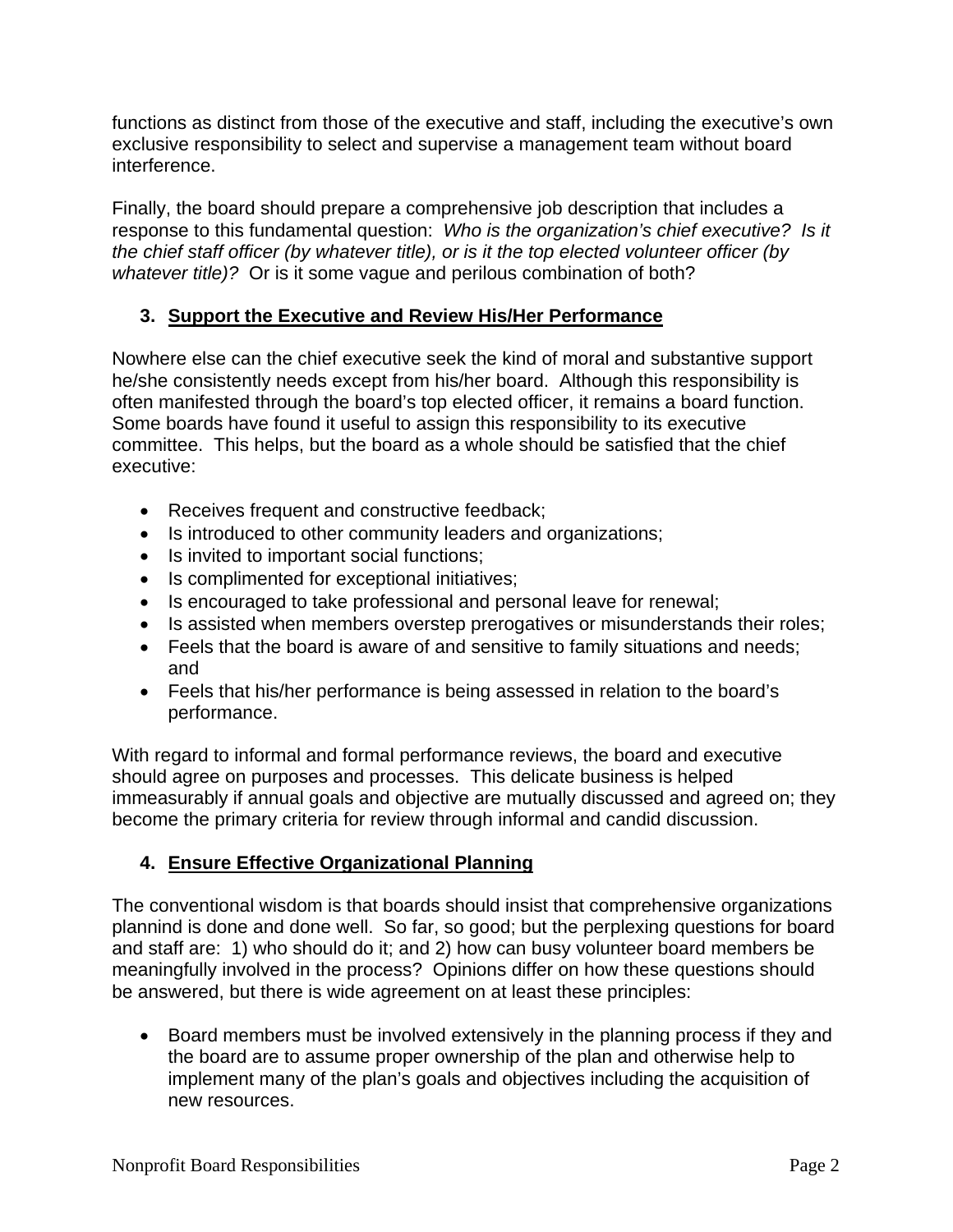functions as distinct from those of the executive and staff, including the executive's own exclusive responsibility to select and supervise a management team without board interference.

Finally, the board should prepare a comprehensive job description that includes a response to this fundamental question: *Who is the organization's chief executive? Is it the chief staff officer (by whatever title), or is it the top elected volunteer officer (by whatever title)?* Or is it some vague and perilous combination of both?

## 3. Support the Executive and Review His/Her Performance

Nowhere else can the chief executive seek the kind of moral and substantive support he/she consistently needs except from his/her board. Although this responsibility is often manifested through the board's top elected officer, it remains a board function. Some boards have found it useful to assign this responsibility to its executive committee. This helps, but the board as a whole should be satisfied that the chief executive:

- Receives frequent and constructive feedback;
- Is introduced to other community leaders and organizations;
- Is invited to important social functions;
- Is complimented for exceptional initiatives;
- Is encouraged to take professional and personal leave for renewal;
- Is assisted when members overstep prerogatives or misunderstands their roles;
- Feels that the board is aware of and sensitive to family situations and needs; and
- Feels that his/her performance is being assessed in relation to the board's performance.

With regard to informal and formal performance reviews, the board and executive should agree on purposes and processes. This delicate business is helped immeasurably if annual goals and objective are mutually discussed and agreed on; they become the primary criteria for review through informal and candid discussion.

## 4. Ensure Effective Organizational Planning

The conventional wisdom is that boards should insist that comprehensive organizations plannind is done and done well. So far, so good; but the perplexing questions for board and staff are: 1) who should do it; and 2) how can busy volunteer board members be meaningfully involved in the process? Opinions differ on how these questions should be answered, but there is wide agreement on at least these principles:

- Board members must be involved extensively in the planning process if they and the board are to assume proper ownership of the plan and otherwise help to implement many of the plan's goals and objectives including the acquisition of new resources.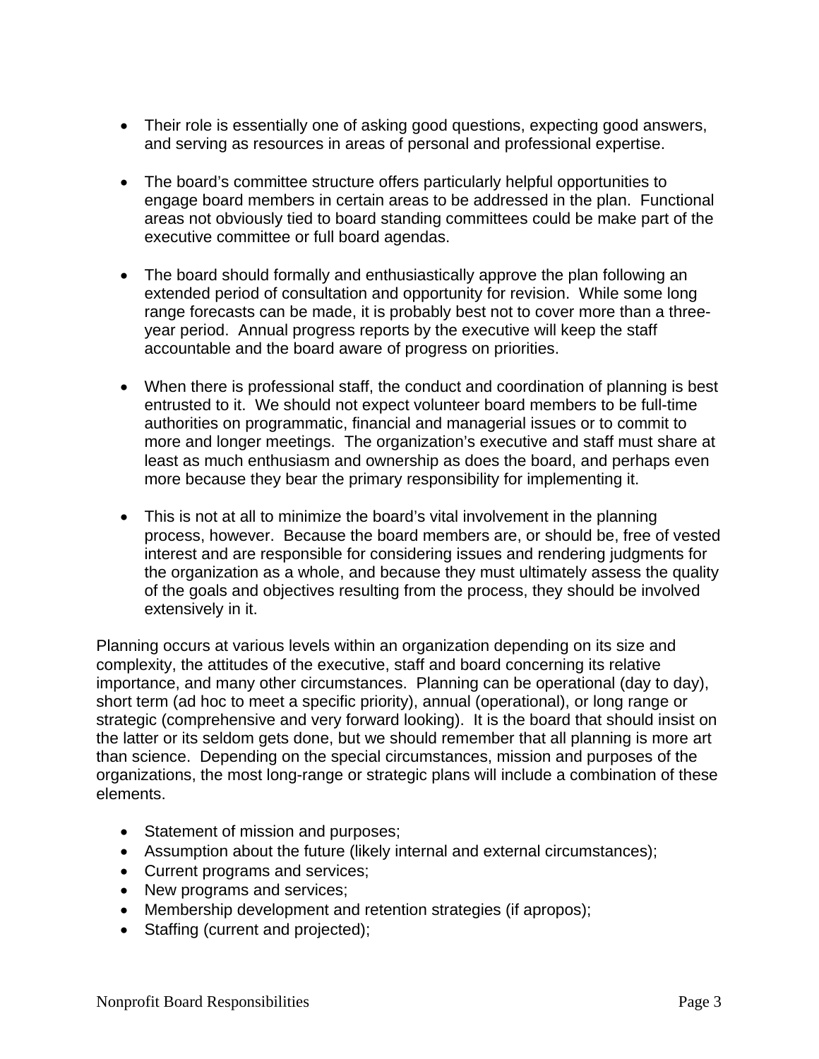- Their role is essentially one of asking good questions, expecting good answers, and serving as resources in areas of personal and professional expertise.

- The board's committee structure offers particularly helpful opportunities to engage board members in certain areas to be addressed in the plan. Functional areas not obviously tied to board standing committees could be make part of the executive committee or full board agendas.

- The board should formally and enthusiastically approve the plan following an extended period of consultation and opportunity for revision. While some long range forecasts can be made, it is probably best not to cover more than a three-year period. Annual progress reports by the executive will keep the staff accountable and the board aware of progress on priorities.

- When there is professional staff, the conduct and coordination of planning is best entrusted to it. We should not expect volunteer board members to be full-time authorities on programmatic, financial and managerial issues or to commit to more and longer meetings. The organization's executive and staff must share at least as much enthusiasm and ownership as does the board, and perhaps even more because they bear the primary responsibility for implementing it.

- This is not at all to minimize the board's vital involvement in the planning process, however. Because the board members are, or should be, free of vested interest and are responsible for considering issues and rendering judgments for the organization as a whole, and because they must ultimately assess the quality of the goals and objectives resulting from the process, they should be involved extensively in it.

Planning occurs at various levels within an organization depending on its size and complexity, the attitudes of the executive, staff and board concerning its relative importance, and many other circumstances. Planning can be operational (day to day), short term (ad hoc to meet a specific priority), annual (operational), or long range or strategic (comprehensive and very forward looking). It is the board that should insist on the latter or its seldom gets done, but we should remember that all planning is more art than science. Depending on the special circumstances, mission and purposes of the organizations, the most long-range or strategic plans will include a combination of these elements.

- Statement of mission and purposes;
- Assumption about the future (likely internal and external circumstances);
- Current programs and services;
- New programs and services;
- Membership development and retention strategies (if apropos);
- Staffing (current and projected);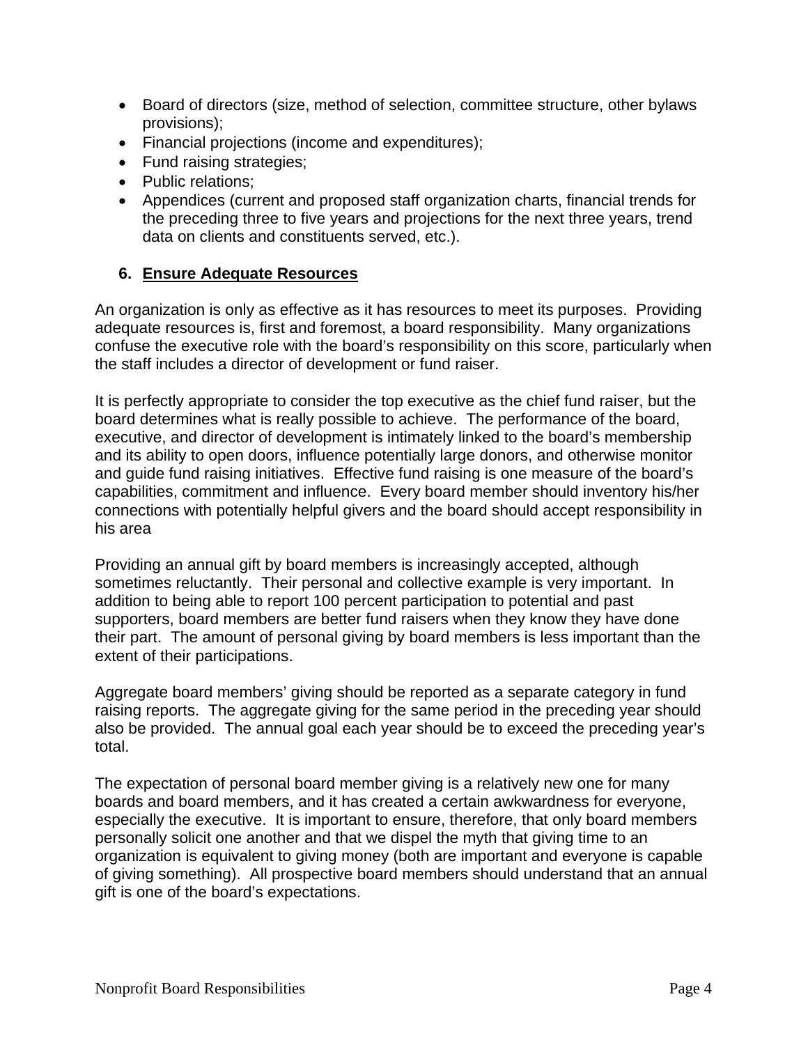- Board of directors (size, method of selection, committee structure, other bylaws provisions);
- Financial projections (income and expenditures);
- Fund raising strategies;
- Public relations;
- Appendices (current and proposed staff organization charts, financial trends for the preceding three to five years and projections for the next three years, trend data on clients and constituents served, etc.).

### 6. Ensure Adequate Resources

An organization is only as effective as it has resources to meet its purposes. Providing adequate resources is, first and foremost, a board responsibility. Many organizations confuse the executive role with the board's responsibility on this score, particularly when the staff includes a director of development or fund raiser.

It is perfectly appropriate to consider the top executive as the chief fund raiser, but the board determines what is really possible to achieve. The performance of the board, executive, and director of development is intimately linked to the board's membership and its ability to open doors, influence potentially large donors, and otherwise monitor and guide fund raising initiatives. Effective fund raising is one measure of the board's capabilities, commitment and influence. Every board member should inventory his/her connections with potentially helpful givers and the board should accept responsibility in his area

Providing an annual gift by board members is increasingly accepted, although sometimes reluctantly. Their personal and collective example is very important. In addition to being able to report 100 percent participation to potential and past supporters, board members are better fund raisers when they know they have done their part. The amount of personal giving by board members is less important than the extent of their participations.

Aggregate board members' giving should be reported as a separate category in fund raising reports. The aggregate giving for the same period in the preceding year should also be provided. The annual goal each year should be to exceed the preceding year's total.

The expectation of personal board member giving is a relatively new one for many boards and board members, and it has created a certain awkwardness for everyone, especially the executive. It is important to ensure, therefore, that only board members personally solicit one another and that we dispel the myth that giving time to an organization is equivalent to giving money (both are important and everyone is capable of giving something). All prospective board members should understand that an annual gift is one of the board's expectations.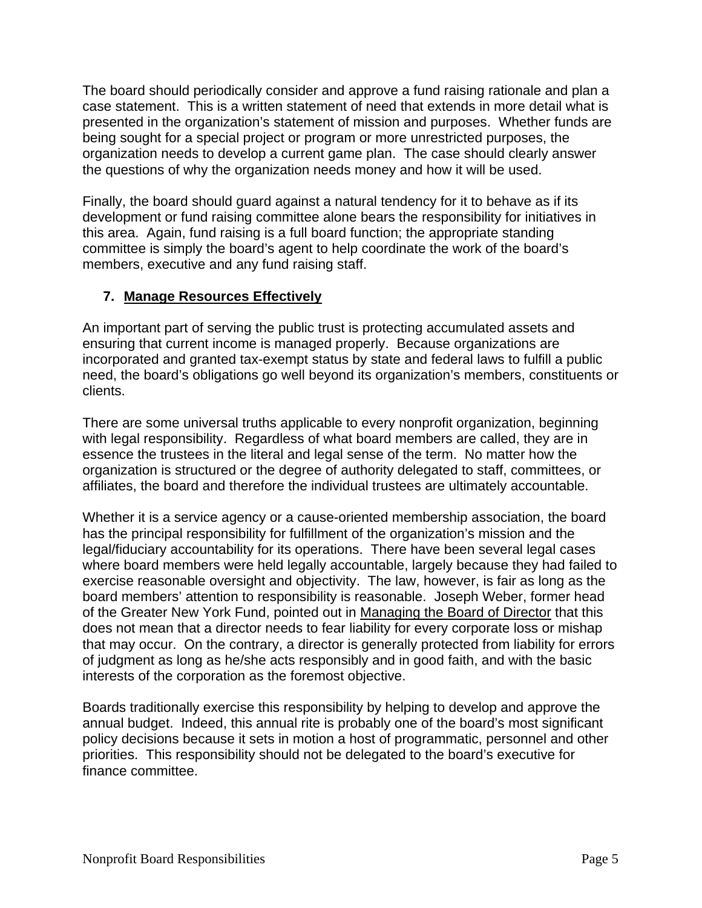The board should periodically consider and approve a fund raising rationale and plan a case statement. This is a written statement of need that extends in more detail what is presented in the organization's statement of mission and purposes. Whether funds are being sought for a special project or program or more unrestricted purposes, the organization needs to develop a current game plan. The case should clearly answer the questions of why the organization needs money and how it will be used.

Finally, the board should guard against a natural tendency for it to behave as if its development or fund raising committee alone bears the responsibility for initiatives in this area. Again, fund raising is a full board function; the appropriate standing committee is simply the board's agent to help coordinate the work of the board's members, executive and any fund raising staff.

### 7. Manage Resources Effectively

An important part of serving the public trust is protecting accumulated assets and ensuring that current income is managed properly. Because organizations are incorporated and granted tax-exempt status by state and federal laws to fulfill a public need, the board's obligations go well beyond its organization's members, constituents or clients.

There are some universal truths applicable to every nonprofit organization, beginning with legal responsibility. Regardless of what board members are called, they are in essence the trustees in the literal and legal sense of the term. No matter how the organization is structured or the degree of authority delegated to staff, committees, or affiliates, the board and therefore the individual trustees are ultimately accountable.

Whether it is a service agency or a cause-oriented membership association, the board has the principal responsibility for fulfillment of the organization's mission and the legal/fiduciary accountability for its operations. There have been several legal cases where board members were held legally accountable, largely because they had failed to exercise reasonable oversight and objectivity. The law, however, is fair as long as the board members' attention to responsibility is reasonable. Joseph Weber, former head of the Greater New York Fund, pointed out in Managing the Board of Director that this does not mean that a director needs to fear liability for every corporate loss or mishap that may occur. On the contrary, a director is generally protected from liability for errors of judgment as long as he/she acts responsibly and in good faith, and with the basic interests of the corporation as the foremost objective.

Boards traditionally exercise this responsibility by helping to develop and approve the annual budget. Indeed, this annual rite is probably one of the board's most significant policy decisions because it sets in motion a host of programmatic, personnel and other priorities. This responsibility should not be delegated to the board's executive for finance committee.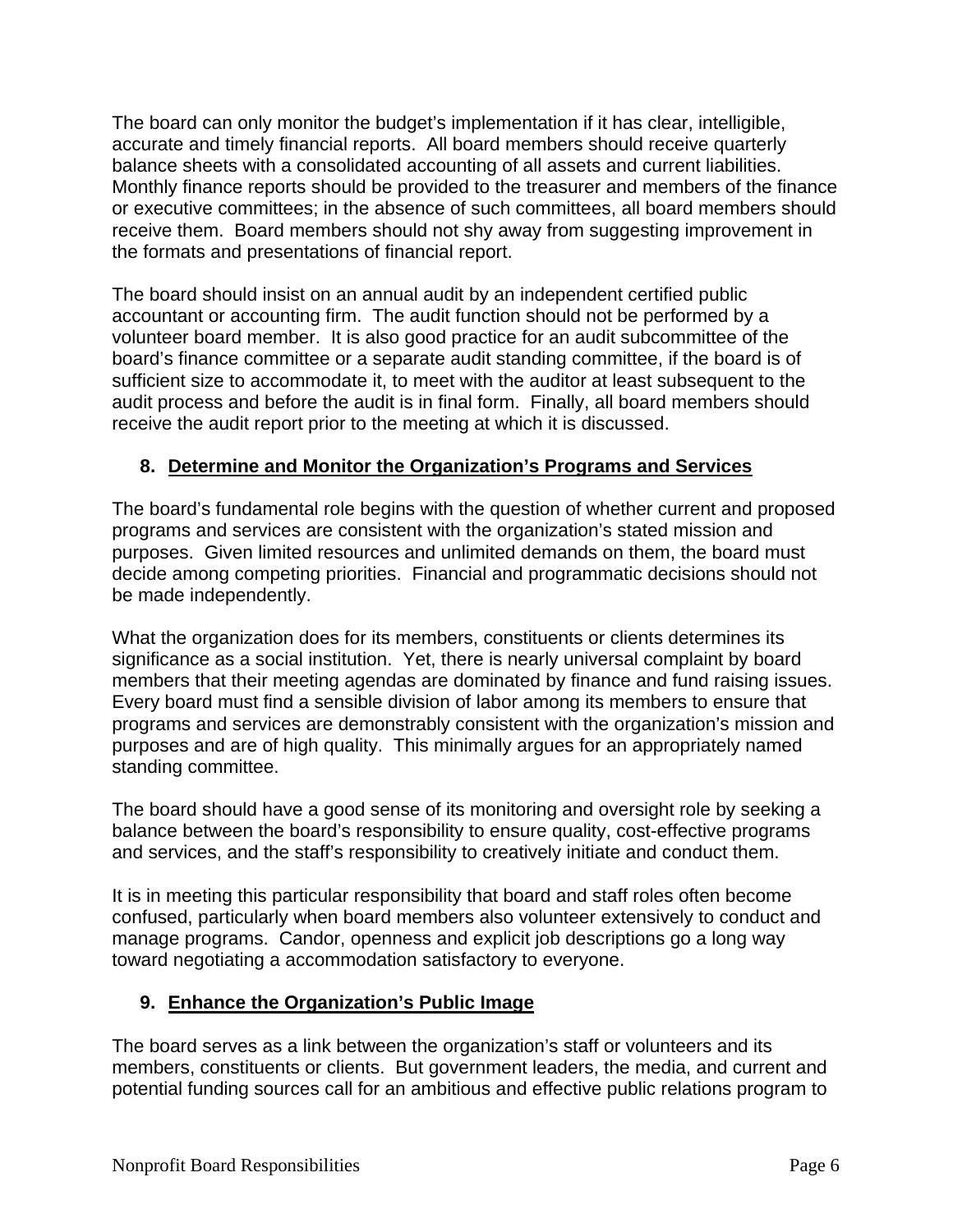The board can only monitor the budget's implementation if it has clear, intelligible, accurate and timely financial reports. All board members should receive quarterly balance sheets with a consolidated accounting of all assets and current liabilities. Monthly finance reports should be provided to the treasurer and members of the finance or executive committees; in the absence of such committees, all board members should receive them. Board members should not shy away from suggesting improvement in the formats and presentations of financial report.

The board should insist on an annual audit by an independent certified public accountant or accounting firm. The audit function should not be performed by a volunteer board member. It is also good practice for an audit subcommittee of the board's finance committee or a separate audit standing committee, if the board is of sufficient size to accommodate it, to meet with the auditor at least subsequent to the audit process and before the audit is in final form. Finally, all board members should receive the audit report prior to the meeting at which it is discussed.

## 8. Determine and Monitor the Organization's Programs and Services

The board's fundamental role begins with the question of whether current and proposed programs and services are consistent with the organization's stated mission and purposes. Given limited resources and unlimited demands on them, the board must decide among competing priorities. Financial and programmatic decisions should not be made independently.

What the organization does for its members, constituents or clients determines its significance as a social institution. Yet, there is nearly universal complaint by board members that their meeting agendas are dominated by finance and fund raising issues. Every board must find a sensible division of labor among its members to ensure that programs and services are demonstrably consistent with the organization's mission and purposes and are of high quality. This minimally argues for an appropriately named standing committee.

The board should have a good sense of its monitoring and oversight role by seeking a balance between the board's responsibility to ensure quality, cost-effective programs and services, and the staff's responsibility to creatively initiate and conduct them.

It is in meeting this particular responsibility that board and staff roles often become confused, particularly when board members also volunteer extensively to conduct and manage programs. Candor, openness and explicit job descriptions go a long way toward negotiating a accommodation satisfactory to everyone.

## 9. Enhance the Organization's Public Image

The board serves as a link between the organization's staff or volunteers and its members, constituents or clients. But government leaders, the media, and current and potential funding sources call for an ambitious and effective public relations program to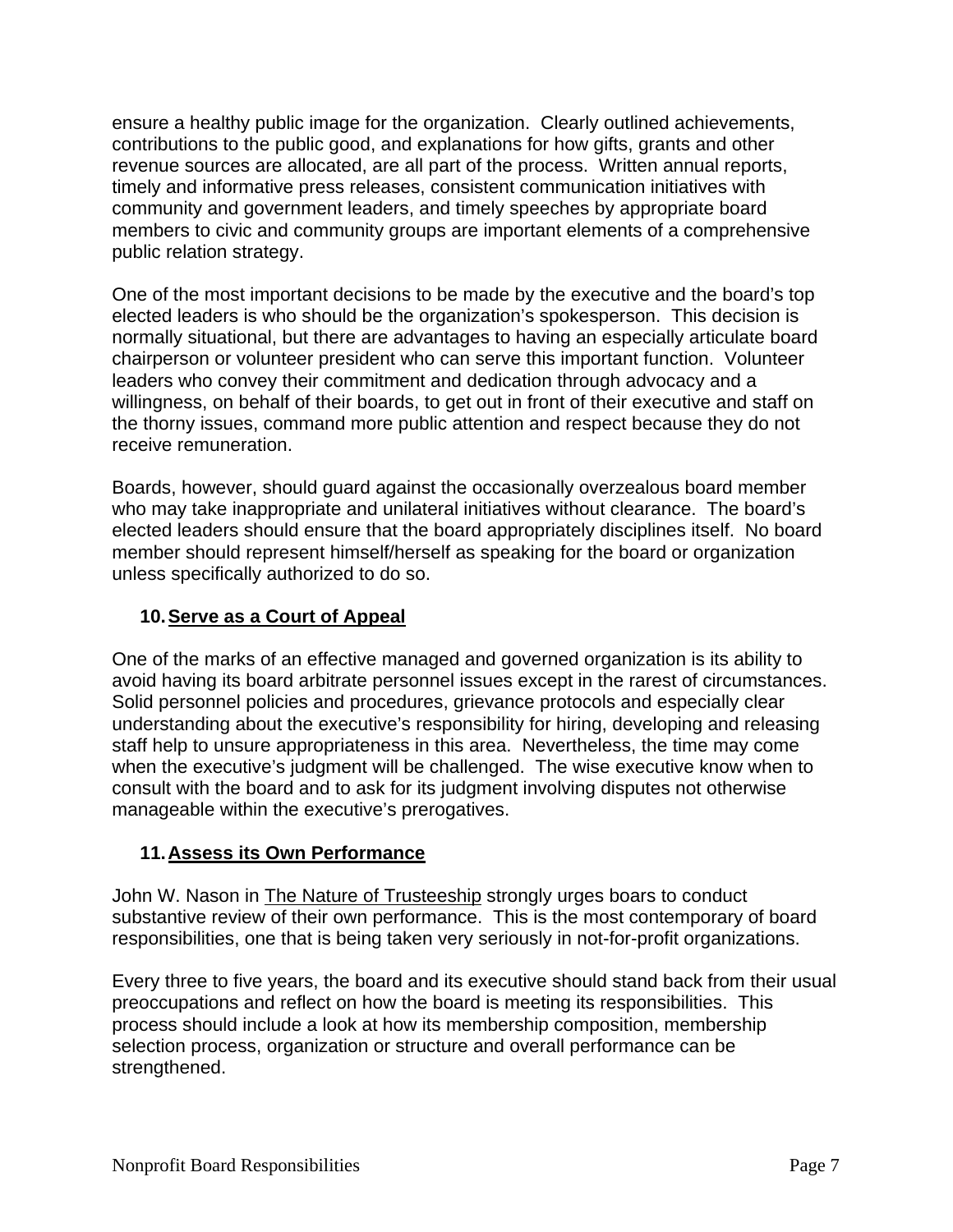ensure a healthy public image for the organization. Clearly outlined achievements, contributions to the public good, and explanations for how gifts, grants and other revenue sources are allocated, are all part of the process. Written annual reports, timely and informative press releases, consistent communication initiatives with community and government leaders, and timely speeches by appropriate board members to civic and community groups are important elements of a comprehensive public relation strategy.

One of the most important decisions to be made by the executive and the board's top elected leaders is who should be the organization's spokesperson. This decision is normally situational, but there are advantages to having an especially articulate board chairperson or volunteer president who can serve this important function. Volunteer leaders who convey their commitment and dedication through advocacy and a willingness, on behalf of their boards, to get out in front of their executive and staff on the thorny issues, command more public attention and respect because they do not receive remuneration.

Boards, however, should guard against the occasionally overzealous board member who may take inappropriate and unilateral initiatives without clearance. The board's elected leaders should ensure that the board appropriately disciplines itself. No board member should represent himself/herself as speaking for the board or organization unless specifically authorized to do so.

### 10. Serve as a Court of Appeal

One of the marks of an effective managed and governed organization is its ability to avoid having its board arbitrate personnel issues except in the rarest of circumstances. Solid personnel policies and procedures, grievance protocols and especially clear understanding about the executive's responsibility for hiring, developing and releasing staff help to unsure appropriateness in this area. Nevertheless, the time may come when the executive's judgment will be challenged. The wise executive know when to consult with the board and to ask for its judgment involving disputes not otherwise manageable within the executive's prerogatives.

### 11. Assess its Own Performance

John W. Nason in The Nature of Trusteeship strongly urges boars to conduct substantive review of their own performance. This is the most contemporary of board responsibilities, one that is being taken very seriously in not-for-profit organizations.

Every three to five years, the board and its executive should stand back from their usual preoccupations and reflect on how the board is meeting its responsibilities. This process should include a look at how its membership composition, membership selection process, organization or structure and overall performance can be strengthened.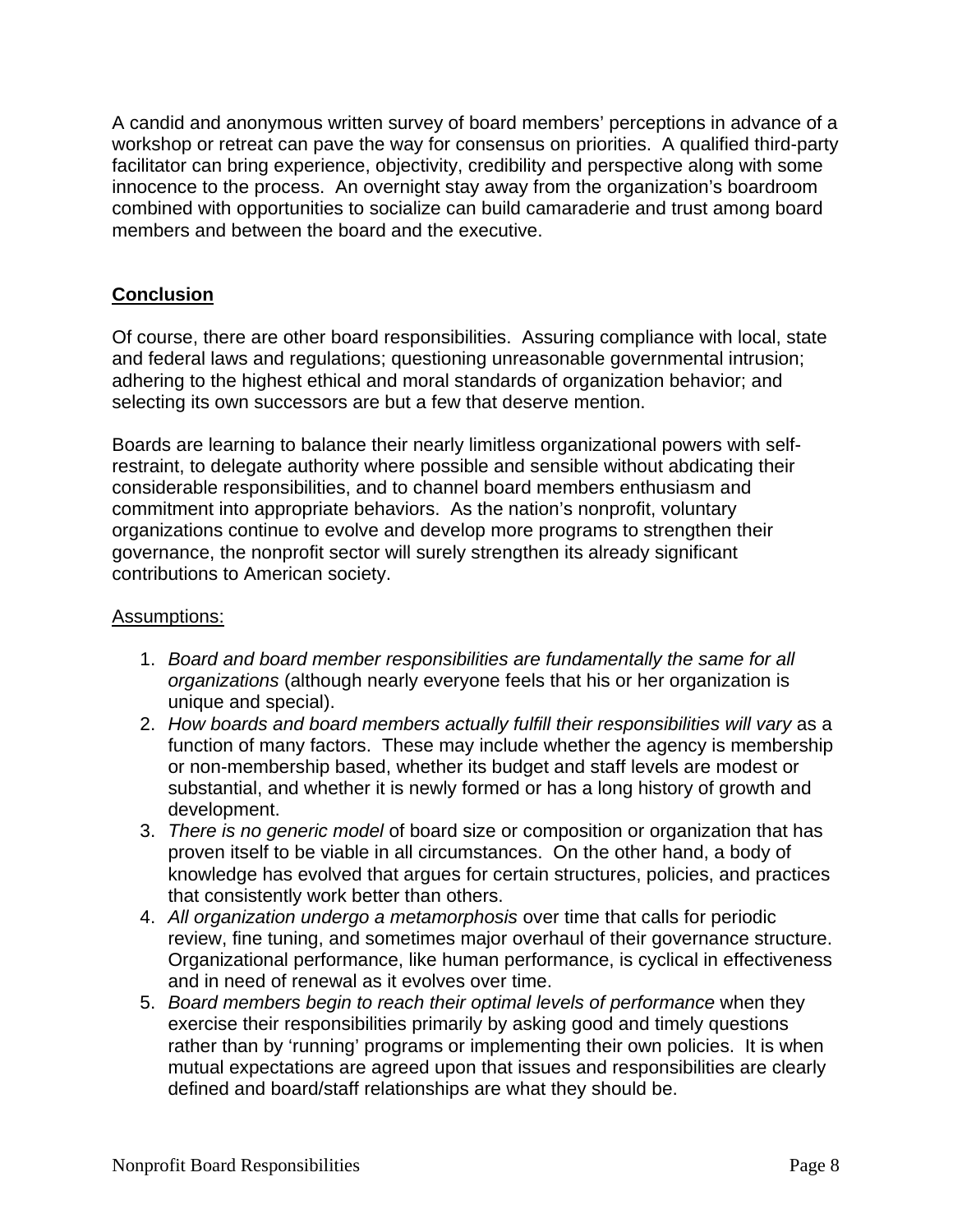A candid and anonymous written survey of board members' perceptions in advance of a workshop or retreat can pave the way for consensus on priorities. A qualified third-party facilitator can bring experience, objectivity, credibility and perspective along with some innocence to the process. An overnight stay away from the organization's boardroom combined with opportunities to socialize can build camaraderie and trust among board members and between the board and the executive.

## Conclusion

Of course, there are other board responsibilities. Assuring compliance with local, state and federal laws and regulations; questioning unreasonable governmental intrusion; adhering to the highest ethical and moral standards of organization behavior; and selecting its own successors are but a few that deserve mention.

Boards are learning to balance their nearly limitless organizational powers with self-restraint, to delegate authority where possible and sensible without abdicating their considerable responsibilities, and to channel board members enthusiasm and commitment into appropriate behaviors. As the nation's nonprofit, voluntary organizations continue to evolve and develop more programs to strengthen their governance, the nonprofit sector will surely strengthen its already significant contributions to American society.

Assumptions:

1. *Board and board member responsibilities are fundamentally the same for all organizations* (although nearly everyone feels that his or her organization is unique and special).
2. *How boards and board members actually fulfill their responsibilities will vary* as a function of many factors. These may include whether the agency is membership or non-membership based, whether its budget and staff levels are modest or substantial, and whether it is newly formed or has a long history of growth and development.
3. *There is no generic model* of board size or composition or organization that has proven itself to be viable in all circumstances. On the other hand, a body of knowledge has evolved that argues for certain structures, policies, and practices that consistently work better than others.
4. *All organization undergo a metamorphosis* over time that calls for periodic review, fine tuning, and sometimes major overhaul of their governance structure. Organizational performance, like human performance, is cyclical in effectiveness and in need of renewal as it evolves over time.
5. *Board members begin to reach their optimal levels of performance* when they exercise their responsibilities primarily by asking good and timely questions rather than by 'running' programs or implementing their own policies. It is when mutual expectations are agreed upon that issues and responsibilities are clearly defined and board/staff relationships are what they should be.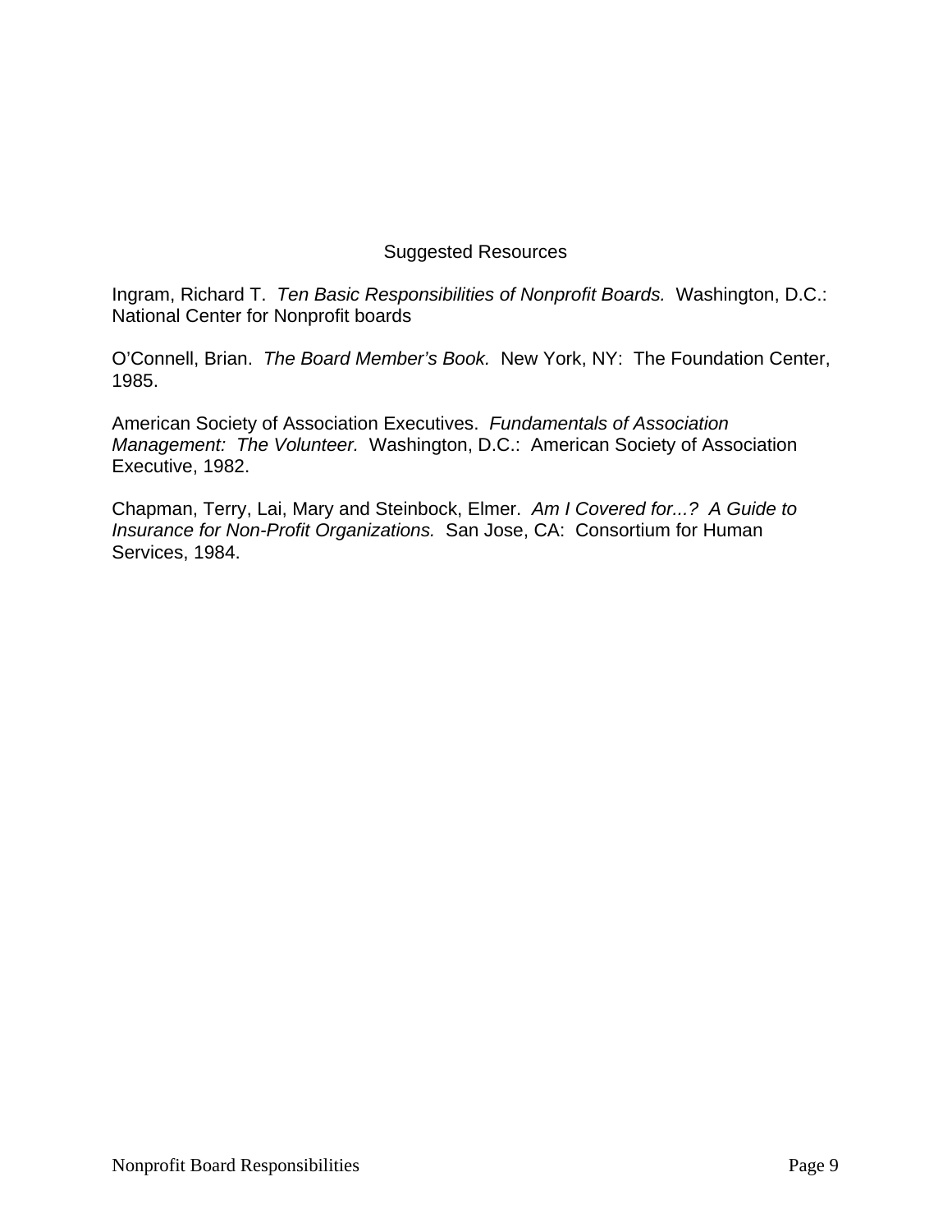## Suggested Resources

Ingram, Richard T. *Ten Basic Responsibilities of Nonprofit Boards.* Washington, D.C.: National Center for Nonprofit boards

O'Connell, Brian. *The Board Member's Book.* New York, NY: The Foundation Center, 1985.

American Society of Association Executives. *Fundamentals of Association Management: The Volunteer.* Washington, D.C.: American Society of Association Executive, 1982.

Chapman, Terry, Lai, Mary and Steinbock, Elmer. *Am I Covered for...? A Guide to Insurance for Non-Profit Organizations.* San Jose, CA: Consortium for Human Services, 1984.